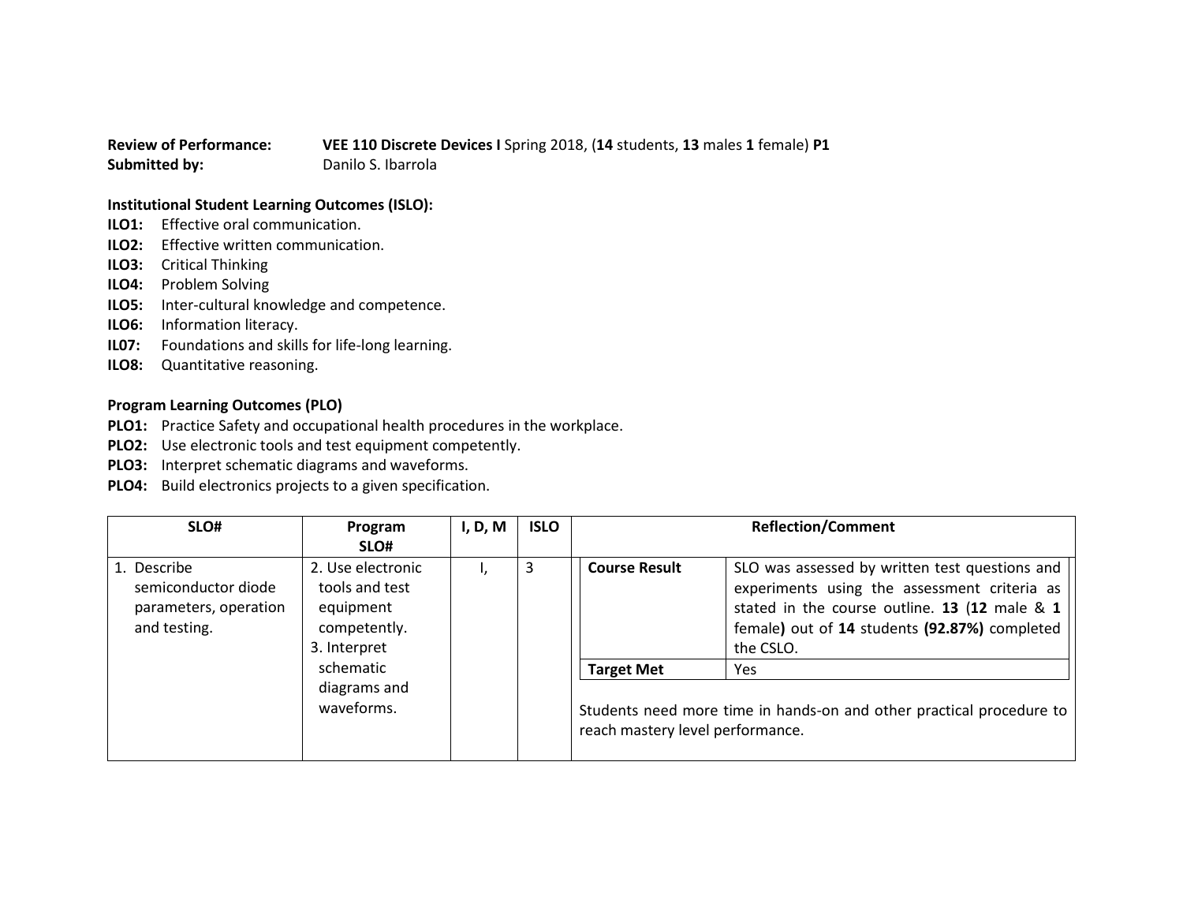**Review of Performance:** **VEE 110 Discrete Devices I** Spring 2018, (**14** students, **13** males **1** female) **P1**
**Submitted by:** Danilo S. Ibarrola

**Institutional Student Learning Outcomes (ISLO):**

**ILO1:** Effective oral communication.
**ILO2:** Effective written communication.
**ILO3:** Critical Thinking
**ILO4:** Problem Solving
**ILO5:** Inter-cultural knowledge and competence.
**ILO6:** Information literacy.
**IL07:** Foundations and skills for life-long learning.
**ILO8:** Quantitative reasoning.

**Program Learning Outcomes (PLO)**

**PLO1:** Practice Safety and occupational health procedures in the workplace.
**PLO2:** Use electronic tools and test equipment competently.
**PLO3:** Interpret schematic diagrams and waveforms.
**PLO4:** Build electronics projects to a given specification.

| SLO# | Program SLO# | I, D, M | ISLO | Reflection/Comment |
|---|---|---|---|---|
| 1. Describe semiconductor diode parameters, operation and testing. | 2. Use electronic tools and test equipment competently. 3. Interpret schematic diagrams and waveforms. | I, | 3 | **Course Result**: SLO was assessed by written test questions and experiments using the assessment criteria as stated in the course outline. **13** (**12** male & **1** female**)** out of **14** students **(92.87%)** completed the CSLO. **Target Met**: Yes. Students need more time in hands-on and other practical procedure to reach mastery level performance. |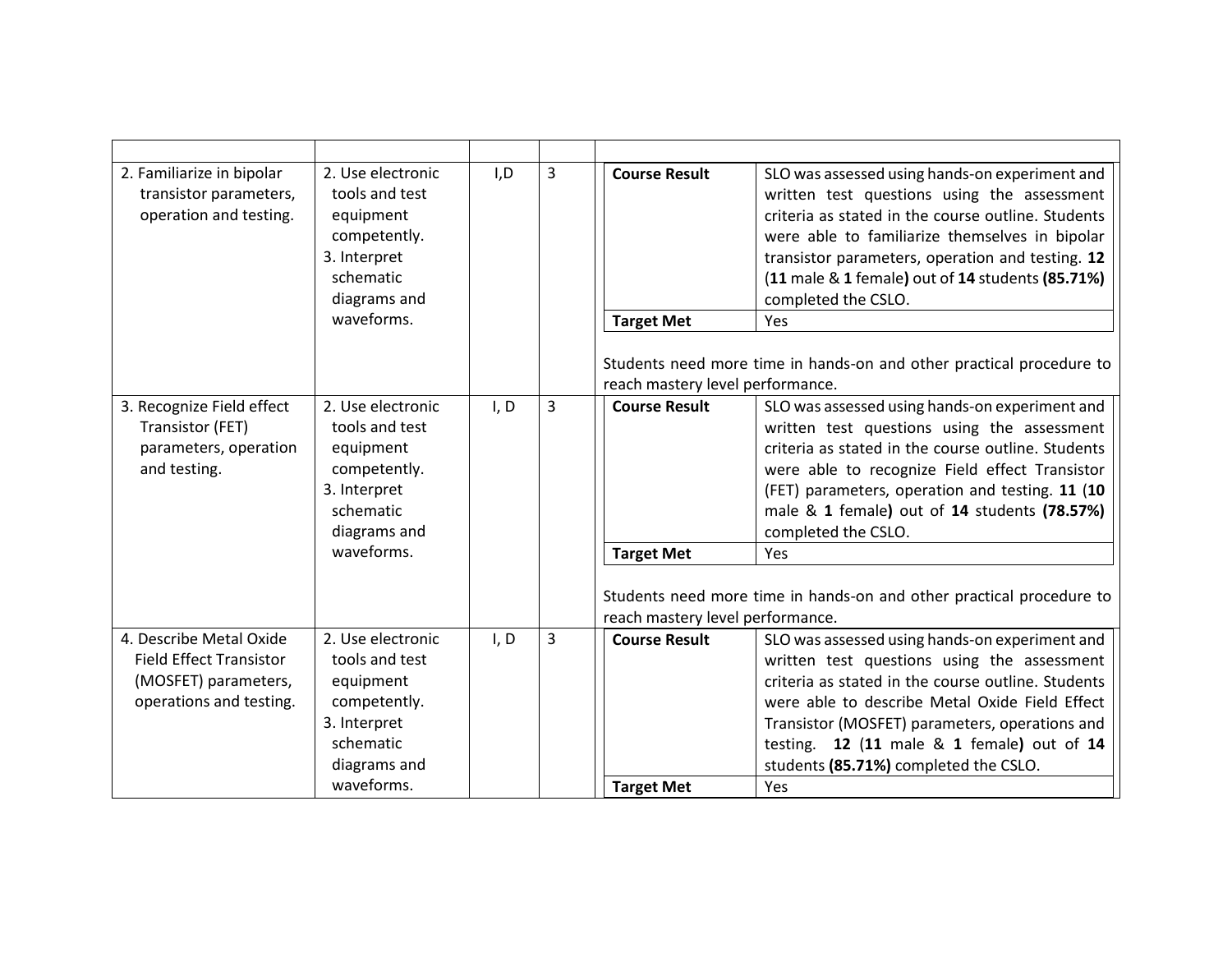| | | | | |
|---|---|---|---|---|
| 2. Familiarize in bipolar transistor parameters, operation and testing. | 2. Use electronic tools and test equipment competently.<br>3. Interpret schematic diagrams and waveforms. | I,D | 3 | **Course Result**: SLO was assessed using hands-on experiment and written test questions using the assessment criteria as stated in the course outline. Students were able to familiarize themselves in bipolar transistor parameters, operation and testing. **12** (**11** male & **1** female**)** out of **14** students **(85.71%)** completed the CSLO.<br>**Target Met**: Yes<br><br>Students need more time in hands-on and other practical procedure to reach mastery level performance. |
| 3. Recognize Field effect Transistor (FET) parameters, operation and testing. | 2. Use electronic tools and test equipment competently.<br>3. Interpret schematic diagrams and waveforms. | I, D | 3 | **Course Result**: SLO was assessed using hands-on experiment and written test questions using the assessment criteria as stated in the course outline. Students were able to recognize Field effect Transistor (FET) parameters, operation and testing. **11** (**10** male & **1** female**)** out of **14** students **(78.57%)** completed the CSLO.<br>**Target Met**: Yes<br><br>Students need more time in hands-on and other practical procedure to reach mastery level performance. |
| 4. Describe Metal Oxide Field Effect Transistor (MOSFET) parameters, operations and testing. | 2. Use electronic tools and test equipment competently.<br>3. Interpret schematic diagrams and waveforms. | I, D | 3 | **Course Result**: SLO was assessed using hands-on experiment and written test questions using the assessment criteria as stated in the course outline. Students were able to describe Metal Oxide Field Effect Transistor (MOSFET) parameters, operations and testing. **12** (**11** male & **1** female**)** out of **14** students **(85.71%)** completed the CSLO.<br>**Target Met**: Yes |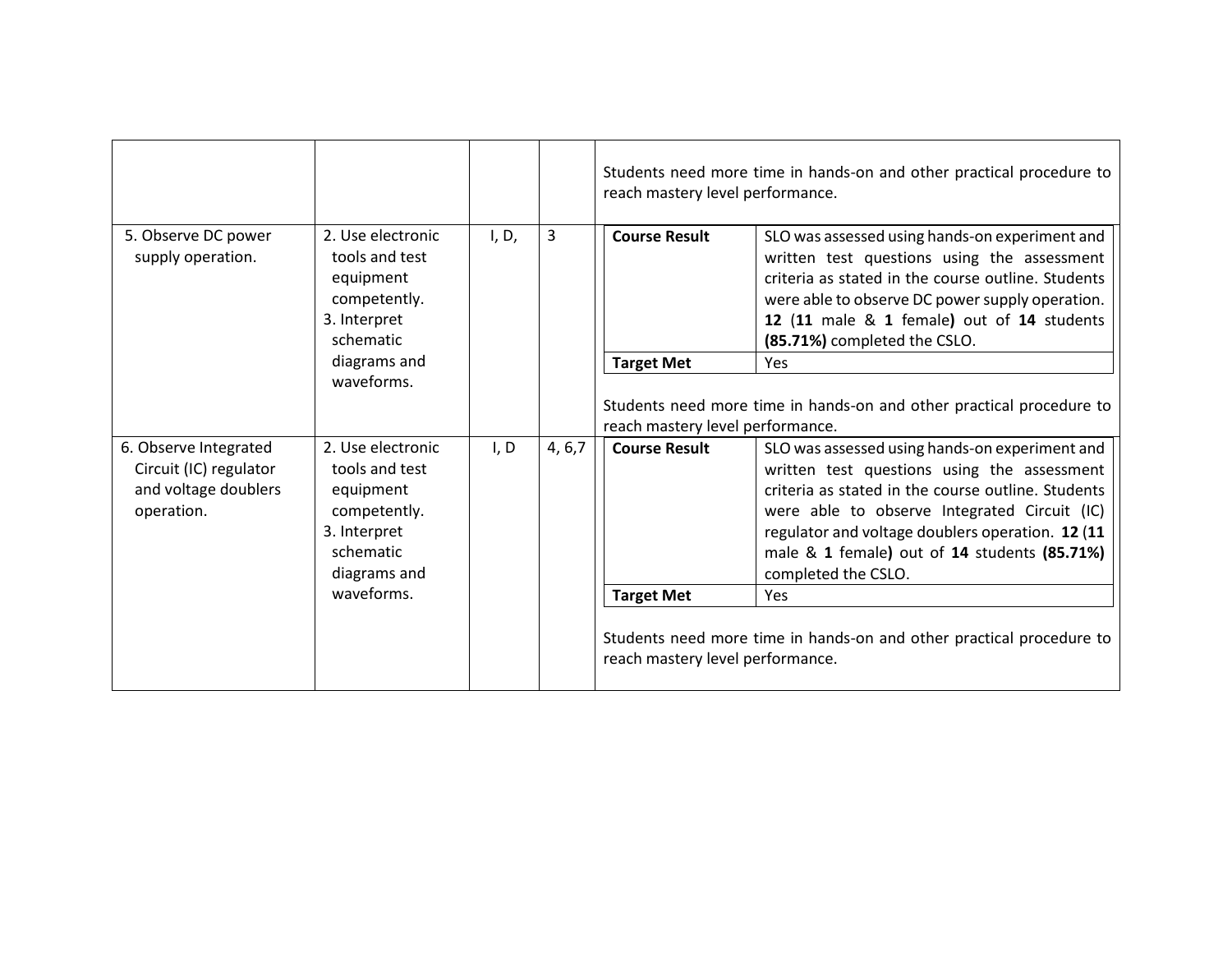| | | | | |
|---|---|---|---|---|
| | | | | Students need more time in hands-on and other practical procedure to reach mastery level performance. |
| 5. Observe DC power supply operation. | 2. Use electronic tools and test equipment competently.<br>3. Interpret schematic diagrams and waveforms. | I, D, | 3 | **Course Result**: SLO was assessed using hands-on experiment and written test questions using the assessment criteria as stated in the course outline. Students were able to observe DC power supply operation. **12** (**11** male & **1** female**)** out of **14** students **(85.71%)** completed the CSLO.<br>**Target Met**: Yes<br><br>Students need more time in hands-on and other practical procedure to reach mastery level performance. |
| 6. Observe Integrated Circuit (IC) regulator and voltage doublers operation. | 2. Use electronic tools and test equipment competently.<br>3. Interpret schematic diagrams and waveforms. | I, D | 4, 6,7 | **Course Result**: SLO was assessed using hands-on experiment and written test questions using the assessment criteria as stated in the course outline. Students were able to observe Integrated Circuit (IC) regulator and voltage doublers operation. **12** (**11** male & **1** female**)** out of **14** students **(85.71%)** completed the CSLO.<br>**Target Met**: Yes<br><br>Students need more time in hands-on and other practical procedure to reach mastery level performance. |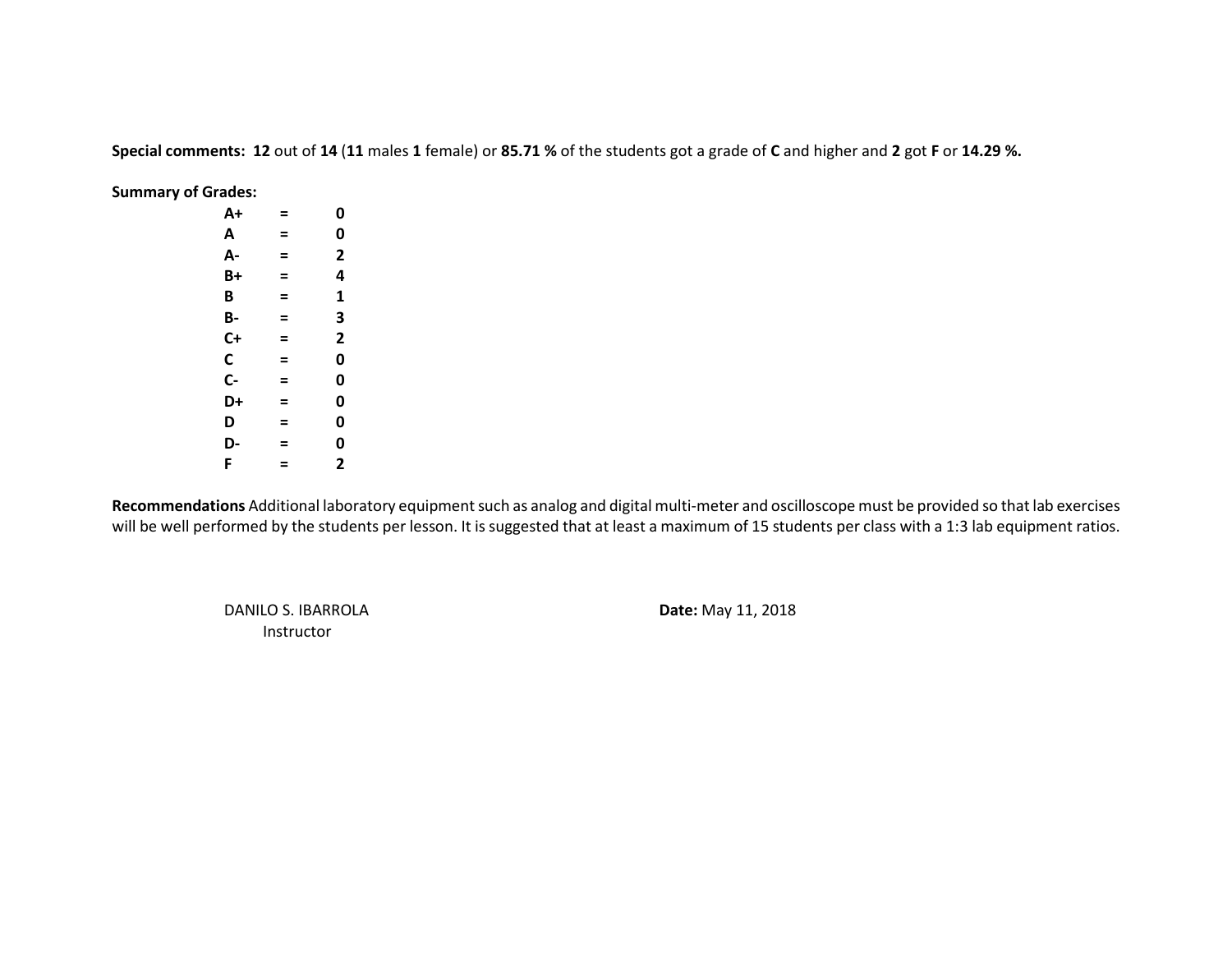**Special comments: 12** out of **14** (**11** males **1** female) or **85.71 %** of the students got a grade of **C** and higher and **2** got **F** or **14.29 %.**

**Summary of Grades:**

| | | |
|---|---|---|
| **A+** | = | **0** |
| **A** | = | **0** |
| **A-** | = | **2** |
| **B+** | = | **4** |
| **B** | = | **1** |
| **B-** | = | **3** |
| **C+** | = | **2** |
| **C** | = | **0** |
| **C-** | = | **0** |
| **D+** | = | **0** |
| **D** | = | **0** |
| **D-** | = | **0** |
| **F** | = | **2** |

**Recommendations** Additional laboratory equipment such as analog and digital multi-meter and oscilloscope must be provided so that lab exercises will be well performed by the students per lesson. It is suggested that at least a maximum of 15 students per class with a 1:3 lab equipment ratios.

DANILO S. IBARROLA
Instructor

**Date:** May 11, 2018